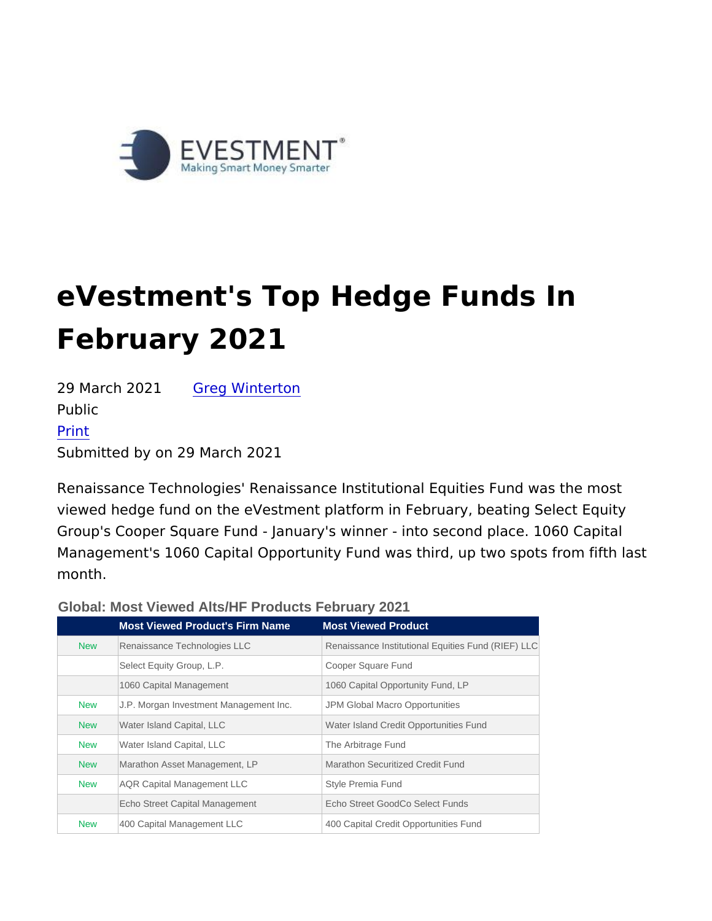EVESTMENT
Making Smart Money Smarter

# eVestment's Top Hedge Funds In February 2021

29 March 2021 Greg Winterton
Public
Print
Submitted by on 29 March 2021

Renaissance Technologies' Renaissance Institutional Equities Fund was the most viewed hedge fund on the eVestment platform in February, beating Select Equity Group's Cooper Square Fund - January's winner - into second place. 1060 Capital Management's 1060 Capital Opportunity Fund was third, up two spots from fifth last month.

**Global: Most Viewed Alts/HF Products February 2021**

| | Most Viewed Product's Firm Name | Most Viewed Product |
|---|---|---|
| New | Renaissance Technologies LLC | Renaissance Institutional Equities Fund (RIEF) LLC |
| | Select Equity Group, L.P. | Cooper Square Fund |
| | 1060 Capital Management | 1060 Capital Opportunity Fund, LP |
| New | J.P. Morgan Investment Management Inc. | JPM Global Macro Opportunities |
| New | Water Island Capital, LLC | Water Island Credit Opportunities Fund |
| New | Water Island Capital, LLC | The Arbitrage Fund |
| New | Marathon Asset Management, LP | Marathon Securitized Credit Fund |
| New | AQR Capital Management LLC | Style Premia Fund |
| | Echo Street Capital Management | Echo Street GoodCo Select Funds |
| New | 400 Capital Management LLC | 400 Capital Credit Opportunities Fund |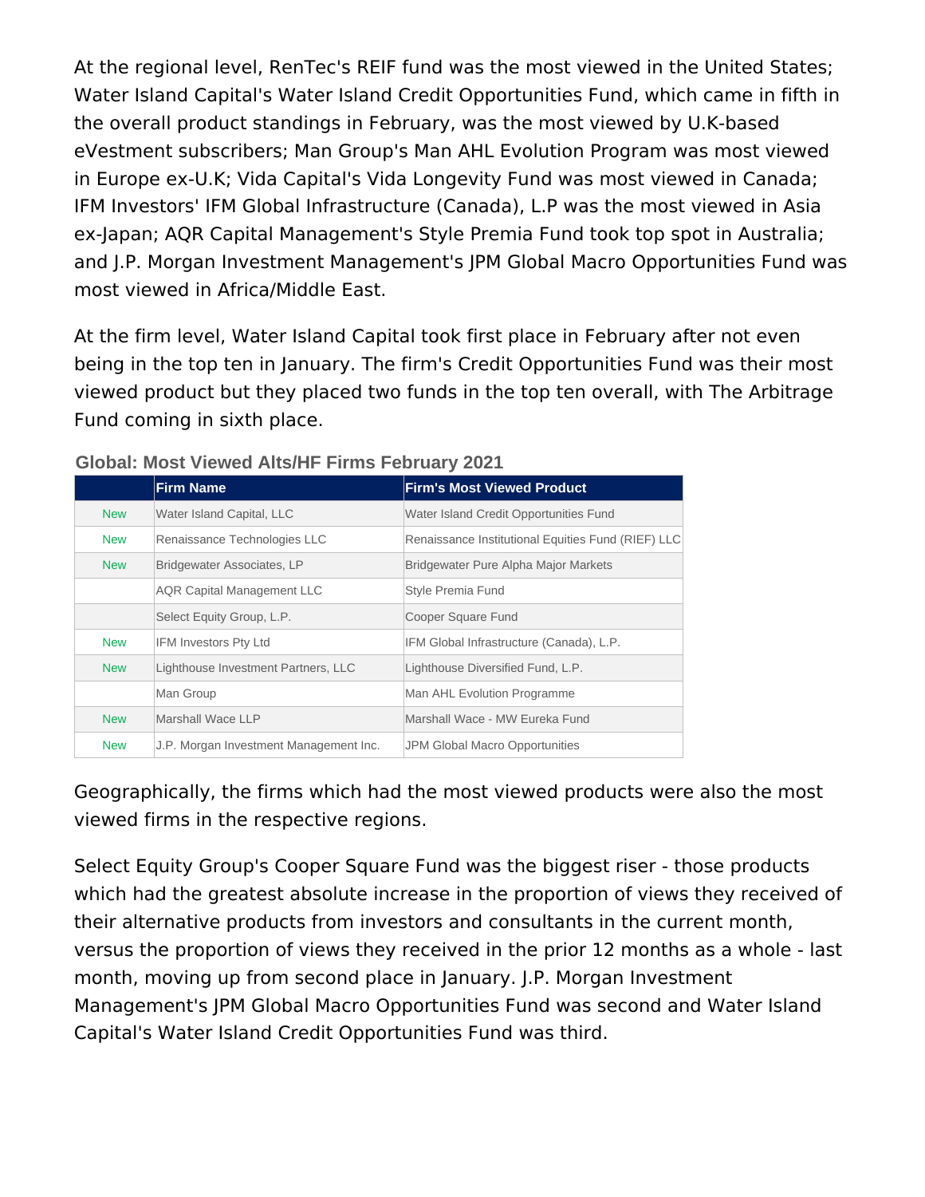At the regional level, RenTec's REIF fund was the most viewed in the United States; Water Island Capital's Water Island Credit Opportunities Fund, which came in fifth in the overall product standings in February, was the most viewed by U.K-based eVestment subscribers; Man Group's Man AHL Evolution Program was most viewed in Europe ex-U.K; Vida Capital's Vida Longevity Fund was most viewed in Canada; IFM Investors' IFM Global Infrastructure (Canada), L.P was the most viewed in Asia ex-Japan; AQR Capital Management's Style Premia Fund took top spot in Australia; and J.P. Morgan Investment Management's JPM Global Macro Opportunities Fund was most viewed in Africa/Middle East.

At the firm level, Water Island Capital took first place in February after not even being in the top ten in January. The firm's Credit Opportunities Fund was their most viewed product but they placed two funds in the top ten overall, with The Arbitrage Fund coming in sixth place.

**Global: Most Viewed Alts/HF Firms February 2021**

| | Firm Name | Firm's Most Viewed Product |
|---|---|---|
| New | Water Island Capital, LLC | Water Island Credit Opportunities Fund |
| New | Renaissance Technologies LLC | Renaissance Institutional Equities Fund (RIEF) LLC |
| New | Bridgewater Associates, LP | Bridgewater Pure Alpha Major Markets |
| | AQR Capital Management LLC | Style Premia Fund |
| | Select Equity Group, L.P. | Cooper Square Fund |
| New | IFM Investors Pty Ltd | IFM Global Infrastructure (Canada), L.P. |
| New | Lighthouse Investment Partners, LLC | Lighthouse Diversified Fund, L.P. |
| | Man Group | Man AHL Evolution Programme |
| New | Marshall Wace LLP | Marshall Wace - MW Eureka Fund |
| New | J.P. Morgan Investment Management Inc. | JPM Global Macro Opportunities |

Geographically, the firms which had the most viewed products were also the most viewed firms in the respective regions.

Select Equity Group's Cooper Square Fund was the biggest riser - those products which had the greatest absolute increase in the proportion of views they received of their alternative products from investors and consultants in the current month, versus the proportion of views they received in the prior 12 months as a whole - last month, moving up from second place in January. J.P. Morgan Investment Management's JPM Global Macro Opportunities Fund was second and Water Island Capital's Water Island Credit Opportunities Fund was third.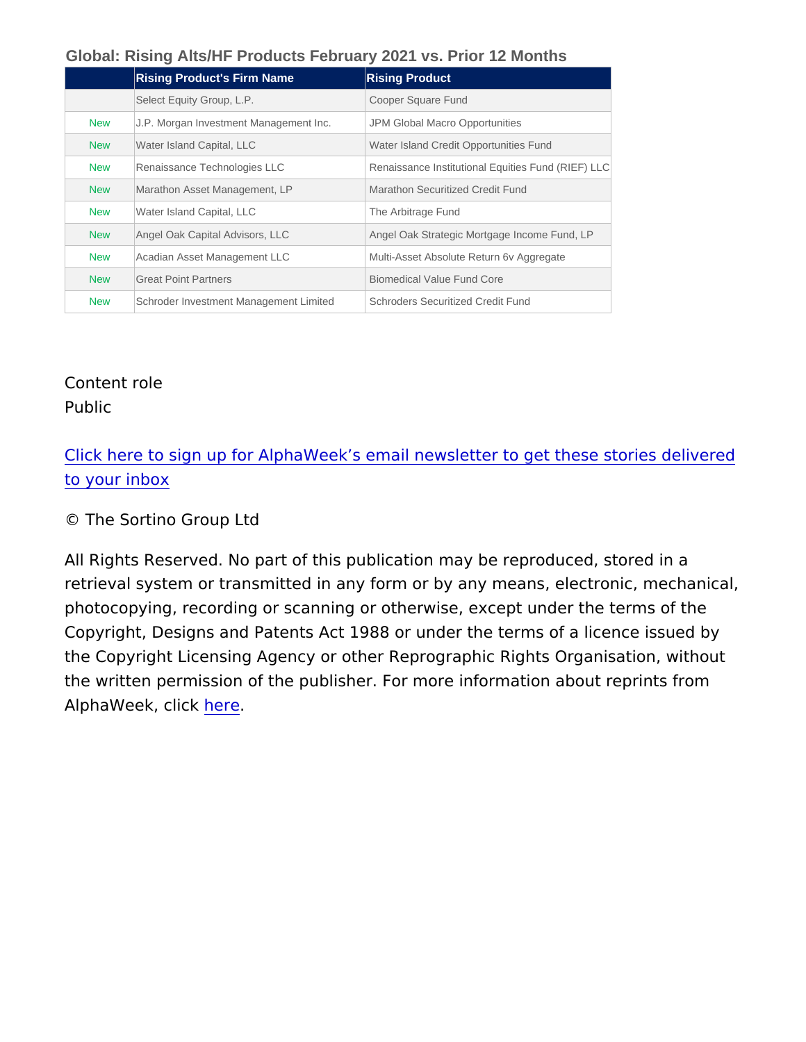Global: Rising Alts/HF Products February 2021 vs. Prior 12 Months

| | Rising Product's Firm Name | Rising Product |
|---|---|---|
| | Select Equity Group, L.P. | Cooper Square Fund |
| New | J.P. Morgan Investment Management Inc. | JPM Global Macro Opportunities |
| New | Water Island Capital, LLC | Water Island Credit Opportunities Fund |
| New | Renaissance Technologies LLC | Renaissance Institutional Equities Fund (RIEF) LLC |
| New | Marathon Asset Management, LP | Marathon Securitized Credit Fund |
| New | Water Island Capital, LLC | The Arbitrage Fund |
| New | Angel Oak Capital Advisors, LLC | Angel Oak Strategic Mortgage Income Fund, LP |
| New | Acadian Asset Management LLC | Multi-Asset Absolute Return 6v Aggregate |
| New | Great Point Partners | Biomedical Value Fund Core |
| New | Schroder Investment Management Limited | Schroders Securitized Credit Fund |

Content role
Public

[Click here to sign up for AlphaWeek's email newsletter to get these stories delivered to your inbox]

© The Sortino Group Ltd

All Rights Reserved. No part of this publication may be reproduced, stored in a retrieval system or transmitted in any form or by any means, electronic, mechanical, photocopying, recording or scanning or otherwise, except under the terms of the Copyright, Designs and Patents Act 1988 or under the terms of a licence issued by the Copyright Licensing Agency or other Reprographic Rights Organisation, without the written permission of the publisher. For more information about reprints from AlphaWeek, click here.